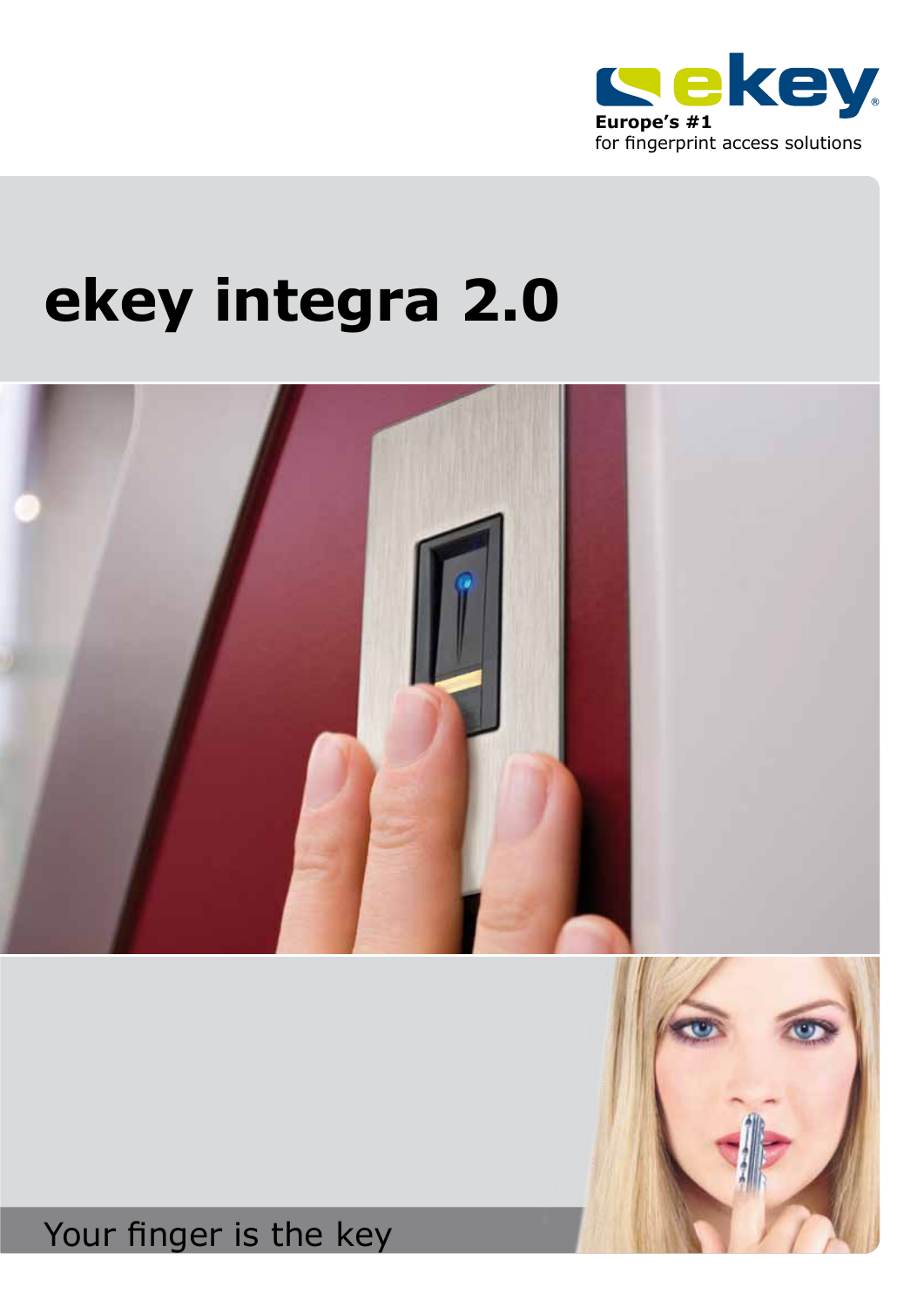ekey

**Europe's #1**
for fingerprint access solutions

# ekey integra 2.0

Your finger is the key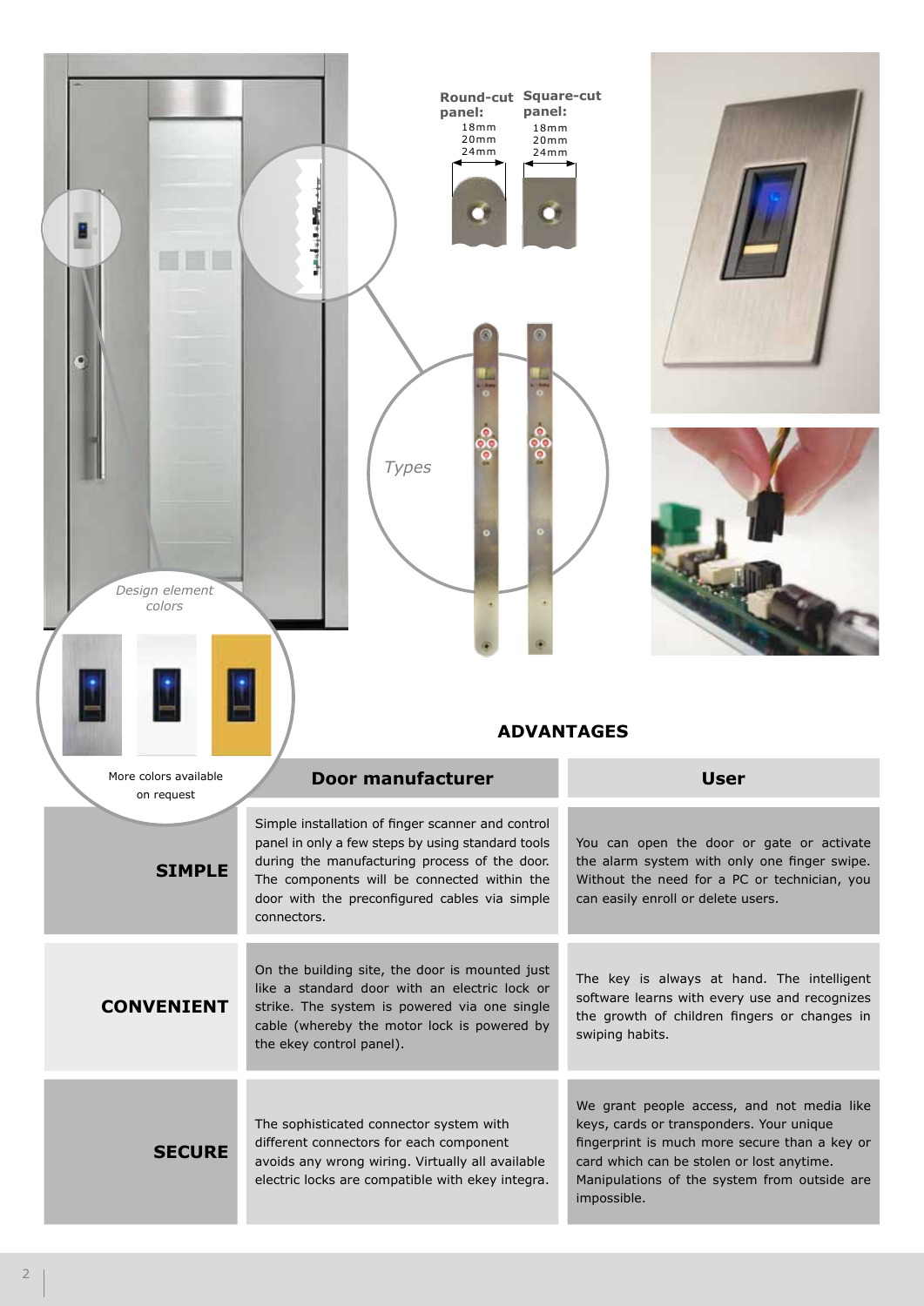Round-cut panel:
18mm
20mm
24mm

Square-cut panel:
18mm
20mm
24mm

*Types*

*Design element colors*

More colors available on request

## ADVANTAGES

| | Door manufacturer | User |
|---|---|---|
| **SIMPLE** | Simple installation of finger scanner and control panel in only a few steps by using standard tools during the manufacturing process of the door. The components will be connected within the door with the preconfigured cables via simple connectors. | You can open the door or gate or activate the alarm system with only one finger swipe. Without the need for a PC or technician, you can easily enroll or delete users. |
| **CONVENIENT** | On the building site, the door is mounted just like a standard door with an electric lock or strike. The system is powered via one single cable (whereby the motor lock is powered by the ekey control panel). | The key is always at hand. The intelligent software learns with every use and recognizes the growth of children fingers or changes in swiping habits. |
| **SECURE** | The sophisticated connector system with different connectors for each component avoids any wrong wiring. Virtually all available electric locks are compatible with ekey integra. | We grant people access, and not media like keys, cards or transponders. Your unique fingerprint is much more secure than a key or card which can be stolen or lost anytime. Manipulations of the system from outside are impossible. |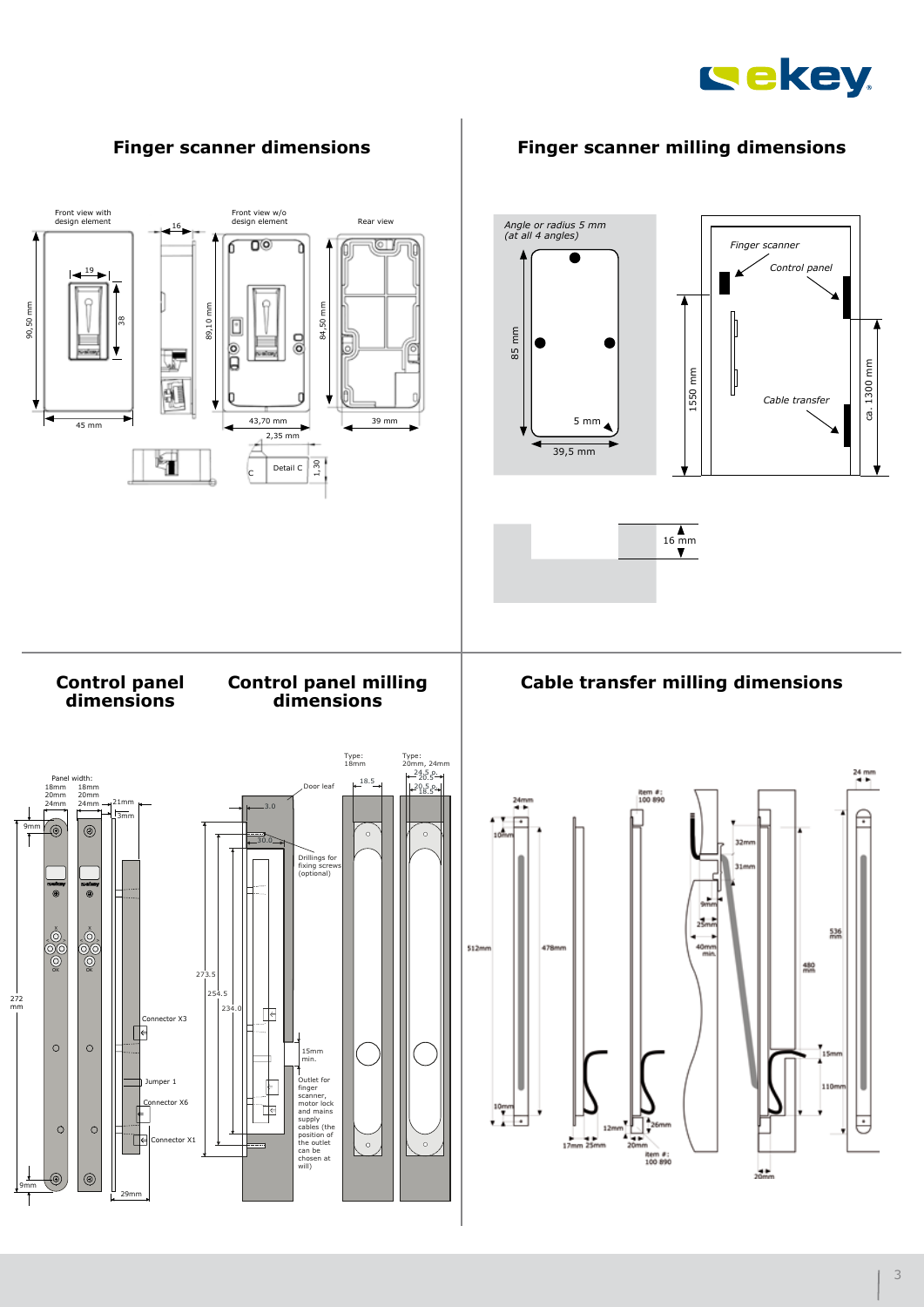## Finger scanner dimensions

Front view with design element

Front view w/o design element

Rear view

16

19

38

90,50 mm

89,10 mm

84,50 mm

45 mm

43,70 mm

2,35 mm

39 mm

C

Detail C

1,30

## Finger scanner milling dimensions

*Angle or radius 5 mm (at all 4 angles)*

85 mm

5 mm

39,5 mm

*Finger scanner*

*Control panel*

*Cable transfer*

1550 mm

ca. 1300 mm

16 mm

## Control panel dimensions

Panel width:
18mm 18mm
20mm 20mm
24mm 24mm

21mm

3mm

9mm

272 mm

9mm

29mm

Connector X3

Jumper 1

Connector X6

Connector X1

## Control panel milling dimensions

Door leaf

3.0

30.0

Drillings for fixing screws (optional)

273.5

254.5

234.0

15mm min.

Outlet for finger scanner, motor lock and mains supply cables (the position of the outlet can be chosen at will)

Type: 18mm

18.5

Type: 20mm, 24mm

24.5
20.5
20.5
18.5

## Cable transfer milling dimensions

24mm

10mm

512mm

478mm

10mm

17mm 25mm

item #: 100 890

12mm

20mm

26mm

item #: 100 890

32mm

31mm

9mm

25mm

40mm min.

536 mm

480 mm

15mm

110mm

20mm

24 mm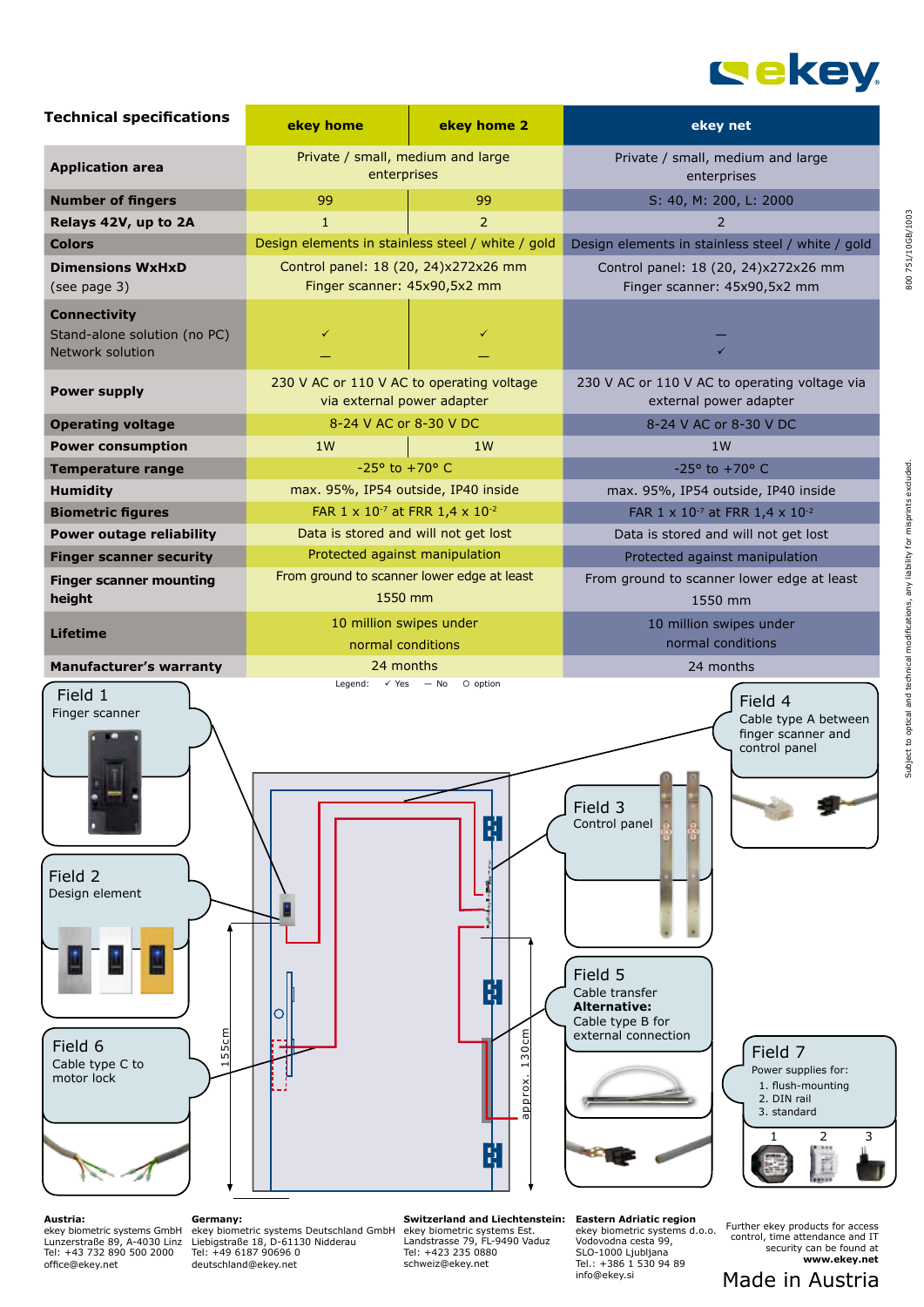| Technical specifications | ekey home | ekey home 2 | ekey net |
|---|---|---|---|
| **Application area** | Private / small, medium and large enterprises | | Private / small, medium and large enterprises |
| **Number of fingers** | 99 | 99 | S: 40, M: 200, L: 2000 |
| **Relays 42V, up to 2A** | 1 | 2 | 2 |
| **Colors** | Design elements in stainless steel / white / gold | | Design elements in stainless steel / white / gold |
| **Dimensions WxHxD** (see page 3) | Control panel: 18 (20, 24)x272x26 mm<br>Finger scanner: 45x90,5x2 mm | | Control panel: 18 (20, 24)x272x26 mm<br>Finger scanner: 45x90,5x2 mm |
| **Connectivity**<br>Stand-alone solution (no PC)<br>Network solution | ✓<br>— | ✓<br>— | —<br>✓ |
| **Power supply** | 230 V AC or 110 V AC to operating voltage via external power adapter | | 230 V AC or 110 V AC to operating voltage via external power adapter |
| **Operating voltage** | 8-24 V AC or 8-30 V DC | | 8-24 V AC or 8-30 V DC |
| **Power consumption** | 1W | 1W | 1W |
| **Temperature range** | -25° to +70° C | | -25° to +70° C |
| **Humidity** | max. 95%, IP54 outside, IP40 inside | | max. 95%, IP54 outside, IP40 inside |
| **Biometric figures** | FAR 1 x $10^{-7}$ at FRR 1,4 x $10^{-2}$ | | FAR 1 x $10^{-7}$ at FRR 1,4 x $10^{-2}$ |
| **Power outage reliability** | Data is stored and will not get lost | | Data is stored and will not get lost |
| **Finger scanner security** | Protected against manipulation | | Protected against manipulation |
| **Finger scanner mounting height** | From ground to scanner lower edge at least 1550 mm | | From ground to scanner lower edge at least 1550 mm |
| **Lifetime** | 10 million swipes under normal conditions | | 10 million swipes under normal conditions |
| **Manufacturer's warranty** | 24 months | | 24 months |

Legend: ✓ Yes — No ○ option

Field 1
Finger scanner

Field 2
Design element

Field 3
Control panel

Field 4
Cable type A between finger scanner and control panel

Field 5
Cable transfer
**Alternative:**
Cable type B for external connection

Field 6
Cable type C to motor lock

Field 7
Power supplies for:
1. flush-mounting
2. DIN rail
3. standard

1 2 3

155cm

approx. 130cm

800 751/10GB/1003

Subject to optical and technical modifications, any liability for misprints excluded.

**Austria:**
ekey biometric systems GmbH
Lunzerstraße 89, A-4030 Linz
Tel: +43 732 890 500 2000
office@ekey.net

**Germany:**
ekey biometric systems Deutschland GmbH
Liebigstraße 18, D-61130 Nidderau
Tel: +49 6187 90696 0
deutschland@ekey.net

**Switzerland and Liechtenstein:**
ekey biometric systems Est.
Landstrasse 79, FL-9490 Vaduz
Tel: +423 235 0880
schweiz@ekey.net

**Eastern Adriatic region**
ekey biometric systems d.o.o.
Vodovodna cesta 99,
SLO-1000 Ljubljana
Tel.: +386 1 530 94 89
info@ekey.si

Further ekey products for access control, time attendance and IT security can be found at
**www.ekey.net**

Made in Austria